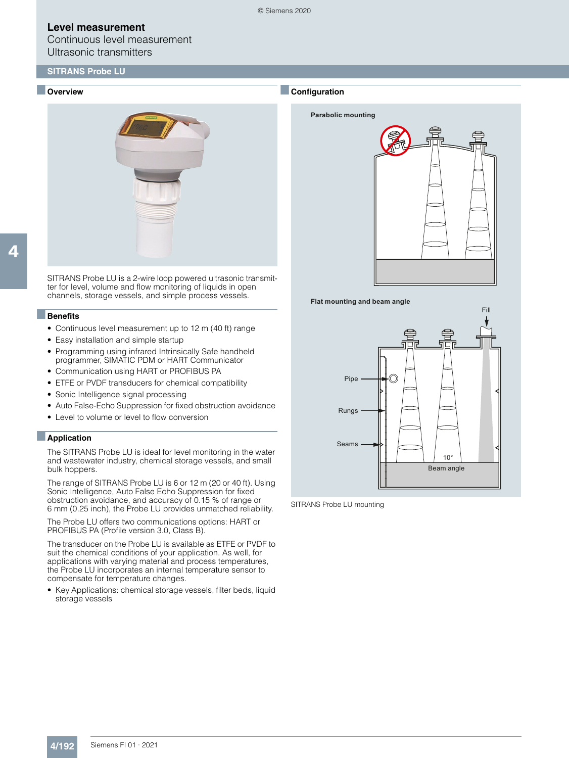# Level measurement

Continuous level measurement

Ultrasonic transmitters

## SITRANS Probe LU

### Overview

SITRANS Probe LU is a 2-wire loop powered ultrasonic transmitter for level, volume and flow monitoring of liquids in open channels, storage vessels, and simple process vessels.

### Benefits

- Continuous level measurement up to 12 m (40 ft) range
- Easy installation and simple startup
- Programming using infrared Intrinsically Safe handheld programmer, SIMATIC PDM or HART Communicator
- Communication using HART or PROFIBUS PA
- ETFE or PVDF transducers for chemical compatibility
- Sonic Intelligence signal processing
- Auto False-Echo Suppression for fixed obstruction avoidance
- Level to volume or level to flow conversion

### Application

The SITRANS Probe LU is ideal for level monitoring in the water and wastewater industry, chemical storage vessels, and small bulk hoppers.

The range of SITRANS Probe LU is 6 or 12 m (20 or 40 ft). Using Sonic Intelligence, Auto False Echo Suppression for fixed obstruction avoidance, and accuracy of 0.15 % of range or 6 mm (0.25 inch), the Probe LU provides unmatched reliability.

The Probe LU offers two communications options: HART or PROFIBUS PA (Profile version 3.0, Class B).

The transducer on the Probe LU is available as ETFE or PVDF to suit the chemical conditions of your application. As well, for applications with varying material and process temperatures, the Probe LU incorporates an internal temperature sensor to compensate for temperature changes.

- Key Applications: chemical storage vessels, filter beds, liquid storage vessels

### Configuration

SITRANS Probe LU mounting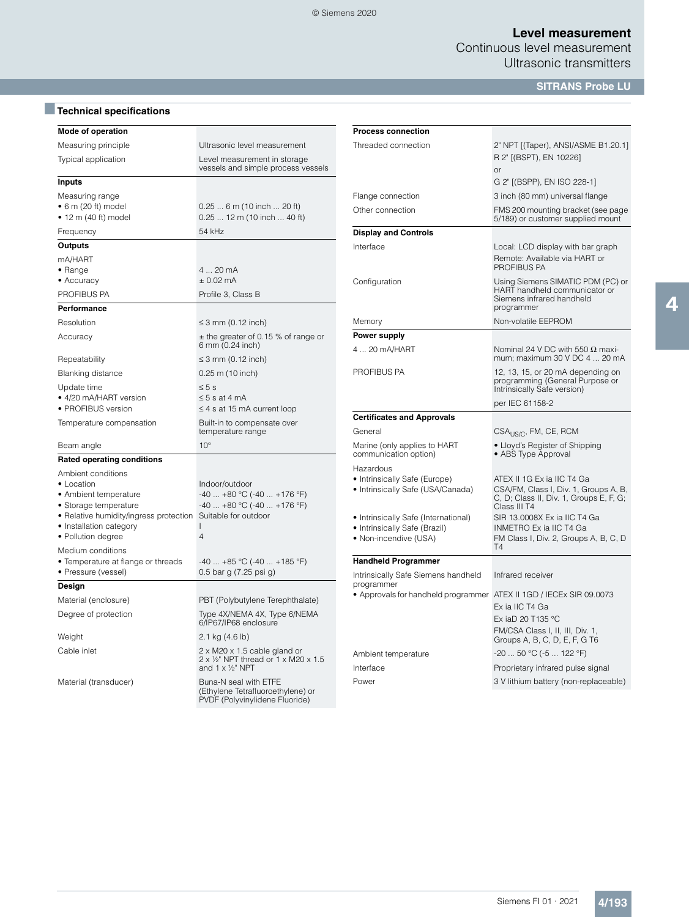## Technical specifications

| Mode of operation | |
|---|---|
| Measuring principle | Ultrasonic level measurement |
| Typical application | Level measurement in storage vessels and simple process vessels |
| **Inputs** | |
| Measuring range | |
| • 6 m (20 ft) model | 0.25 ... 6 m (10 inch ... 20 ft) |
| • 12 m (40 ft) model | 0.25 ... 12 m (10 inch ... 40 ft) |
| Frequency | 54 kHz |
| **Outputs** | |
| mA/HART | |
| • Range | 4 ... 20 mA |
| • Accuracy | ± 0.02 mA |
| PROFIBUS PA | Profile 3, Class B |
| **Performance** | |
| Resolution | ≤ 3 mm (0.12 inch) |
| Accuracy | ± the greater of 0.15 % of range or 6 mm (0.24 inch) |
| Repeatability | ≤ 3 mm (0.12 inch) |
| Blanking distance | 0.25 m (10 inch) |
| Update time | ≤ 5 s |
| • 4/20 mA/HART version | ≤ 5 s at 4 mA |
| • PROFIBUS version | ≤ 4 s at 15 mA current loop |
| Temperature compensation | Built-in to compensate over temperature range |
| Beam angle | 10° |
| **Rated operating conditions** | |
| Ambient conditions | |
| • Location | Indoor/outdoor |
| • Ambient temperature | -40 ... +80 °C (-40 ... +176 °F) |
| • Storage temperature | -40 ... +80 °C (-40 ... +176 °F) |
| • Relative humidity/ingress protection | Suitable for outdoor |
| • Installation category | I |
| • Pollution degree | 4 |
| Medium conditions | |
| • Temperature at flange or threads | -40 ... +85 °C (-40 ... +185 °F) |
| • Pressure (vessel) | 0.5 bar g (7.25 psi g) |
| **Design** | |
| Material (enclosure) | PBT (Polybutylene Terephthalate) |
| Degree of protection | Type 4X/NEMA 4X, Type 6/NEMA 6/IP67/IP68 enclosure |
| Weight | 2.1 kg (4.6 lb) |
| Cable inlet | 2 x M20 x 1.5 cable gland or 2 x ½" NPT thread or 1 x M20 x 1.5 and 1 x ½" NPT |
| Material (transducer) | Buna-N seal with ETFE (Ethylene Tetrafluoroethylene) or PVDF (Polyvinylidene Fluoride) |

| Process connection | |
|---|---|
| Threaded connection | 2" NPT [(Taper), ANSI/ASME B1.20.1] |
| | R 2" [(BSPT), EN 10226] |
| | or |
| | G 2" [(BSPP), EN ISO 228-1] |
| Flange connection | 3 inch (80 mm) universal flange |
| Other connection | FMS 200 mounting bracket (see page 5/189) or customer supplied mount |
| **Display and Controls** | |
| Interface | Local: LCD display with bar graph |
| | Remote: Available via HART or PROFIBUS PA |
| Configuration | Using Siemens SIMATIC PDM (PC) or HART handheld communicator or Siemens infrared handheld programmer |
| Memory | Non-volatile EEPROM |
| **Power supply** | |
| 4 ... 20 mA/HART | Nominal 24 V DC with 550 Ω maximum; maximum 30 V DC 4 ... 20 mA |
| PROFIBUS PA | 12, 13, 15, or 20 mA depending on programming (General Purpose or Intrinsically Safe version) |
| | per IEC 61158-2 |
| **Certificates and Approvals** | |
| General | $CSA_{US/C}$, FM, CE, RCM |
| Marine (only applies to HART communication option) | • Lloyd's Register of Shipping<br>• ABS Type Approval |
| Hazardous | |
| • Intrinsically Safe (Europe) | ATEX II 1G Ex ia IIC T4 Ga |
| • Intrinsically Safe (USA/Canada) | CSA/FM, Class I, Div. 1, Groups A, B, C, D; Class II, Div. 1, Groups E, F, G; Class III T4 |
| • Intrinsically Safe (International) | SIR 13.0008X Ex ia IIC T4 Ga |
| • Intrinsically Safe (Brazil) | INMETRO Ex ia IIC T4 Ga |
| • Non-incendive (USA) | FM Class I, Div. 2, Groups A, B, C, D T4 |
| **Handheld Programmer** | |
| Intrinsically Safe Siemens handheld programmer | Infrared receiver |
| • Approvals for handheld programmer | ATEX II 1GD / IECEx SIR 09.0073 |
| | Ex ia IIC T4 Ga |
| | Ex iaD 20 T135 °C |
| | FM/CSA Class I, II, III, Div. 1, Groups A, B, C, D, E, F, G T6 |
| Ambient temperature | -20 ... 50 °C (-5 ... 122 °F) |
| Interface | Proprietary infrared pulse signal |
| Power | 3 V lithium battery (non-replaceable) |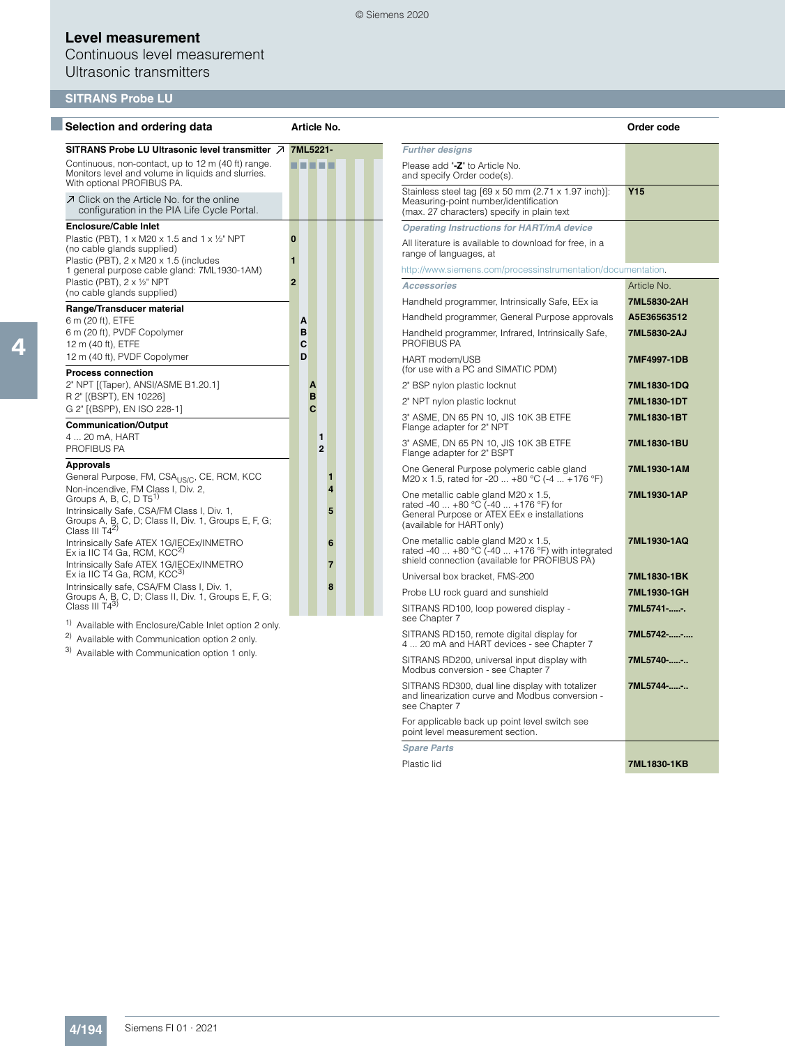# Level measurement

Continuous level measurement

Ultrasonic transmitters

## SITRANS Probe LU

### Selection and ordering data

| Selection and ordering data | Article No. |
|---|---|
| **SITRANS Probe LU Ultrasonic level transmitter** ↗ | **7ML5221-** |
| Continuous, non-contact, up to 12 m (40 ft) range. Monitors level and volume in liquids and slurries. With optional PROFIBUS PA. | ■ ■ ■ ■ ■ |
| ↗ Click on the Article No. for the online configuration in the PIA Life Cycle Portal. | |
| **Enclosure/Cable Inlet** | |
| Plastic (PBT), 1 x M20 x 1.5 and 1 x ½" NPT (no cable glands supplied) | **0** |
| Plastic (PBT), 2 x M20 x 1.5 (includes 1 general purpose cable gland: 7ML1930-1AM) | **1** |
| Plastic (PBT), 2 x ½" NPT (no cable glands supplied) | **2** |
| **Range/Transducer material** | |
| 6 m (20 ft), ETFE | **A** |
| 6 m (20 ft), PVDF Copolymer | **B** |
| 12 m (40 ft), ETFE | **C** |
| 12 m (40 ft), PVDF Copolymer | **D** |
| **Process connection** | |
| 2" NPT [(Taper), ANSI/ASME B1.20.1] | **A** |
| R 2" [(BSPT), EN 10226] | **B** |
| G 2" [(BSPP), EN ISO 228-1] | **C** |
| **Communication/Output** | |
| 4 ... 20 mA, HART | **1** |
| PROFIBUS PA | **2** |
| **Approvals** | |
| General Purpose, FM, $CSA_{US/C}$, CE, RCM, KCC | **1** |
| Non-incendive, FM Class I, Div. 2, Groups A, B, C, D T5[1] | **4** |
| Intrinsically Safe, CSA/FM Class I, Div. 1, Groups A, B, C, D; Class II, Div. 1, Groups E, F, G; Class III T4[2] | **5** |
| Intrinsically Safe ATEX 1G/IECEx/INMETRO Ex ia IIC T4 Ga, RCM, KCC[2] | **6** |
| Intrinsically Safe ATEX 1G/IECEx/INMETRO Ex ia IIC T4 Ga, RCM, KCC[3] | **7** |
| Intrinsically safe, CSA/FM Class I, Div. 1, Groups A, B, C, D; Class II, Div. 1, Groups E, F, G; Class III T4[3] | **8** |

[1] Available with Enclosure/Cable Inlet option 2 only.
[2] Available with Communication option 2 only.
[3] Available with Communication option 1 only.

| | Order code |
|---|---|
| ***Further designs*** | |
| Please add "**-Z**" to Article No. and specify Order code(s). | |
| Stainless steel tag [69 x 50 mm (2.71 x 1.97 inch)]: Measuring-point number/identification (max. 27 characters) specify in plain text | **Y15** |
| ***Operating Instructions for HART/mA device*** | |
| All literature is available to download for free, in a range of languages, at http://www.siemens.com/processinstrumentation/documentation. | |
| ***Accessories*** | Article No. |
| Handheld programmer, Intrinsically Safe, EEx ia | **7ML5830-2AH** |
| Handheld programmer, General Purpose approvals | **A5E36563512** |
| Handheld programmer, Infrared, Intrinsically Safe, PROFIBUS PA | **7ML5830-2AJ** |
| HART modem/USB (for use with a PC and SIMATIC PDM) | **7MF4997-1DB** |
| 2" BSP nylon plastic locknut | **7ML1830-1DQ** |
| 2" NPT nylon plastic locknut | **7ML1830-1DT** |
| 3" ASME, DN 65 PN 10, JIS 10K 3B ETFE Flange adapter for 2" NPT | **7ML1830-1BT** |
| 3" ASME, DN 65 PN 10, JIS 10K 3B ETFE Flange adapter for 2" BSPT | **7ML1830-1BU** |
| One General Purpose polymeric cable gland M20 x 1.5, rated for -20 ... +80 °C (-4 ... +176 °F) | **7ML1930-1AM** |
| One metallic cable gland M20 x 1.5, rated -40 ... +80 °C (-40 ... +176 °F) for General Purpose or ATEX EEx e installations (available for HART only) | **7ML1930-1AP** |
| One metallic cable gland M20 x 1.5, rated -40 ... +80 °C (-40 ... +176 °F) with integrated shield connection (available for PROFIBUS PA) | **7ML1930-1AQ** |
| Universal box bracket, FMS-200 | **7ML1830-1BK** |
| Probe LU rock guard and sunshield | **7ML1930-1GH** |
| SITRANS RD100, loop powered display - see Chapter 7 | **7ML5741-.....-.** |
| SITRANS RD150, remote digital display for 4 ... 20 mA and HART devices - see Chapter 7 | **7ML5742-.....-....** |
| SITRANS RD200, universal input display with Modbus conversion - see Chapter 7 | **7ML5740-.....-..** |
| SITRANS RD300, dual line display with totalizer and linearization curve and Modbus conversion - see Chapter 7 | **7ML5744-.....-..** |
| For applicable back up point level switch see point level measurement section. | |
| ***Spare Parts*** | |
| Plastic lid | **7ML1830-1KB** |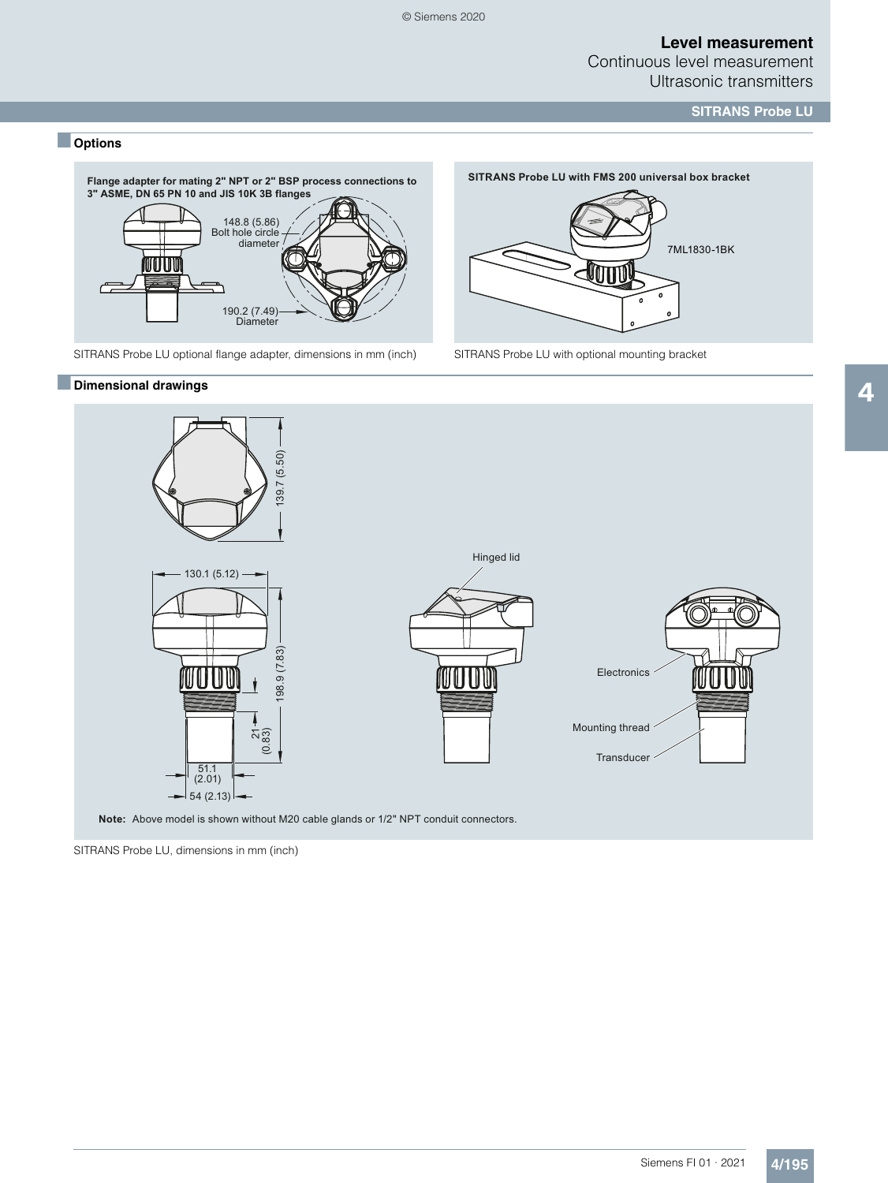## Options

**Flange adapter for mating 2" NPT or 2" BSP process connections to 3" ASME, DN 65 PN 10 and JIS 10K 3B flanges**

148.8 (5.86) Bolt hole circle diameter

190.2 (7.49) Diameter

SITRANS Probe LU optional flange adapter, dimensions in mm (inch)

**SITRANS Probe LU with FMS 200 universal box bracket**

7ML1830-1BK

SITRANS Probe LU with optional mounting bracket

## Dimensional drawings

139.7 (5.50)

130.1 (5.12)

198.9 (7.83)

21 (0.83)

51.1 (2.01)

54 (2.13)

Hinged lid

Electronics

Mounting thread

Transducer

**Note:** Above model is shown without M20 cable glands or 1/2" NPT conduit connectors.

SITRANS Probe LU, dimensions in mm (inch)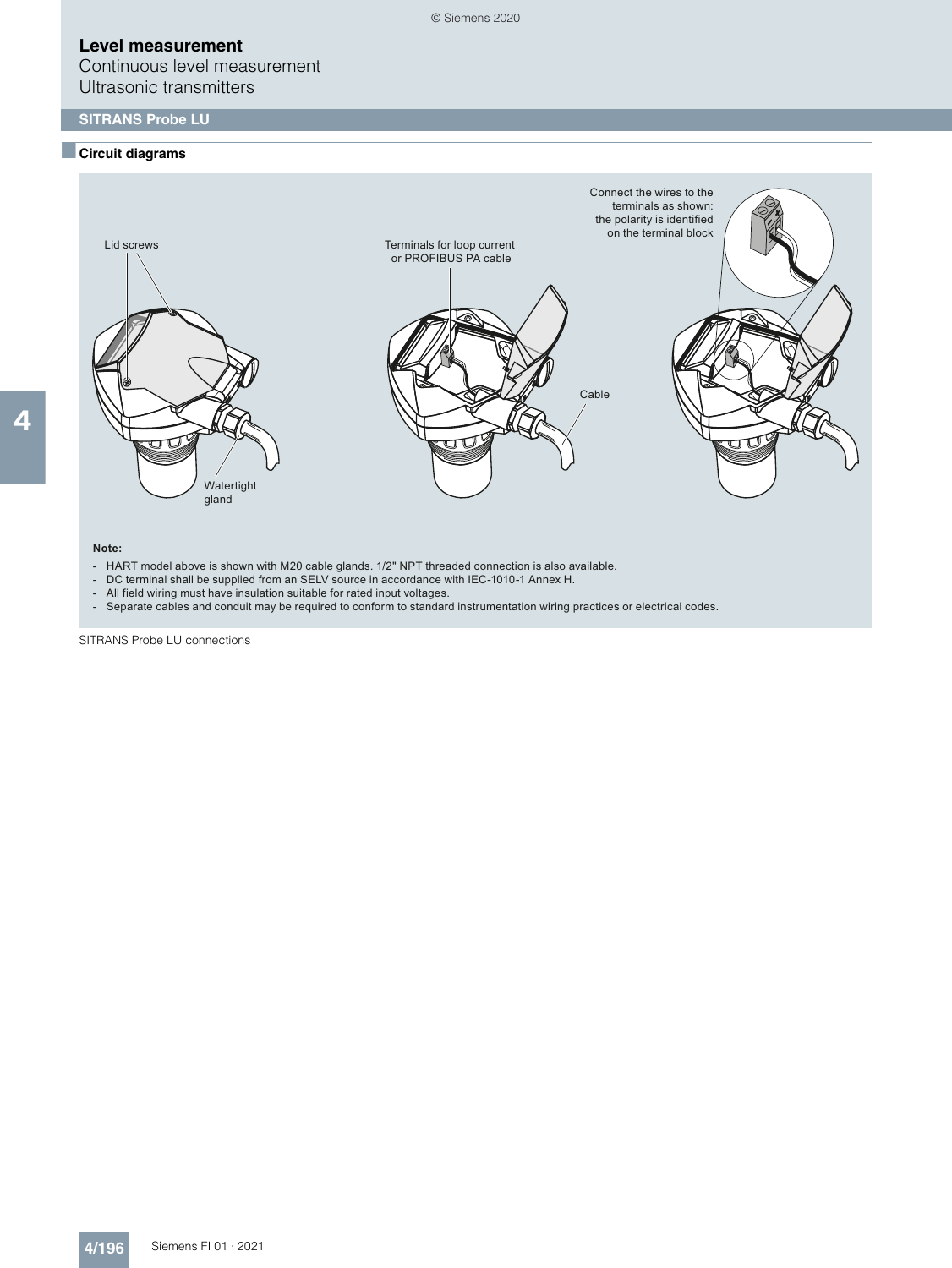# Level measurement

Continuous level measurement

Ultrasonic transmitters

## SITRANS Probe LU

### Circuit diagrams

Lid screws

Watertight gland

Terminals for loop current or PROFIBUS PA cable

Cable

Connect the wires to the terminals as shown: the polarity is identified on the terminal block

**Note:**

- HART model above is shown with M20 cable glands. 1/2" NPT threaded connection is also available.
- DC terminal shall be supplied from an SELV source in accordance with IEC-1010-1 Annex H.
- All field wiring must have insulation suitable for rated input voltages.
- Separate cables and conduit may be required to conform to standard instrumentation wiring practices or electrical codes.

SITRANS Probe LU connections